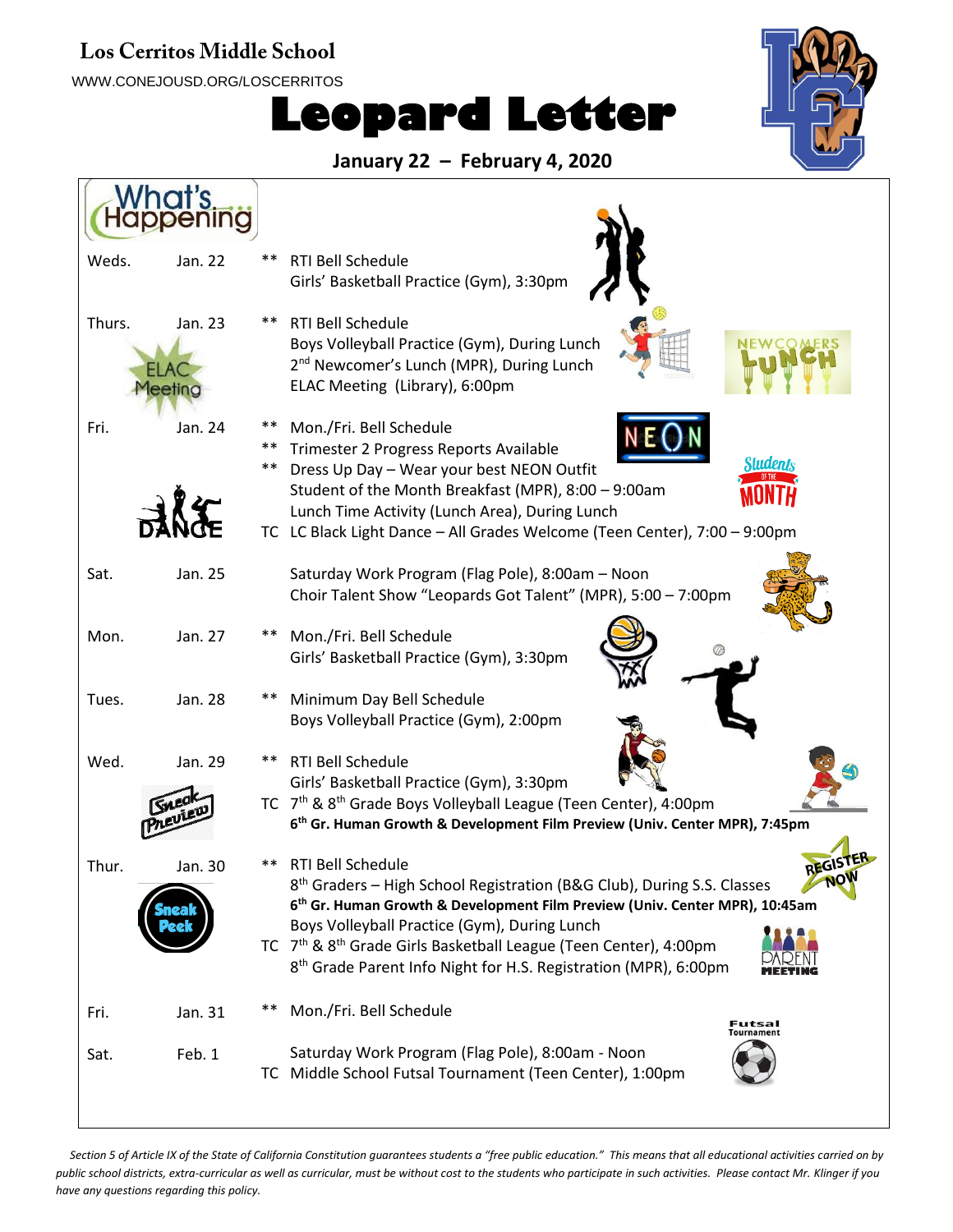**Los Cerritos Middle School**

WWW.CONEJOUSD.ORG/LOSCERRITOS

# Leopard Letter

**January 22 – February 4, 2020**

## What's Happening...

| Day | Date | | Event |
|---|---|---|---|
| Weds. | Jan. 22 | ** | RTI Bell Schedule |
| | | | Girls' Basketball Practice (Gym), 3:30pm |
| Thurs. | Jan. 23 | ** | RTI Bell Schedule |
| | | | Boys Volleyball Practice (Gym), During Lunch |
| | | | 2nd Newcomer's Lunch (MPR), During Lunch |
| | | | ELAC Meeting (Library), 6:00pm |
| Fri. | Jan. 24 | ** | Mon./Fri. Bell Schedule |
| | | ** | Trimester 2 Progress Reports Available |
| | | ** | Dress Up Day – Wear your best NEON Outfit |
| | | | Student of the Month Breakfast (MPR), 8:00 – 9:00am |
| | | | Lunch Time Activity (Lunch Area), During Lunch |
| | | TC | LC Black Light Dance – All Grades Welcome (Teen Center), 7:00 – 9:00pm |
| Sat. | Jan. 25 | | Saturday Work Program (Flag Pole), 8:00am – Noon |
| | | | Choir Talent Show "Leopards Got Talent" (MPR), 5:00 – 7:00pm |
| Mon. | Jan. 27 | ** | Mon./Fri. Bell Schedule |
| | | | Girls' Basketball Practice (Gym), 3:30pm |
| Tues. | Jan. 28 | ** | Minimum Day Bell Schedule |
| | | | Boys Volleyball Practice (Gym), 2:00pm |
| Wed. | Jan. 29 | ** | RTI Bell Schedule |
| | | | Girls' Basketball Practice (Gym), 3:30pm |
| | | TC | 7th & 8th Grade Boys Volleyball League (Teen Center), 4:00pm |
| | | | **6th Gr. Human Growth & Development Film Preview (Univ. Center MPR), 7:45pm** |
| Thur. | Jan. 30 | ** | RTI Bell Schedule |
| | | | 8th Graders – High School Registration (B&G Club), During S.S. Classes |
| | | | **6th Gr. Human Growth & Development Film Preview (Univ. Center MPR), 10:45am** |
| | | | Boys Volleyball Practice (Gym), During Lunch |
| | | TC | 7th & 8th Grade Girls Basketball League (Teen Center), 4:00pm |
| | | | 8th Grade Parent Info Night for H.S. Registration (MPR), 6:00pm |
| Fri. | Jan. 31 | ** | Mon./Fri. Bell Schedule |
| Sat. | Feb. 1 | | Saturday Work Program (Flag Pole), 8:00am - Noon |
| | | TC | Middle School Futsal Tournament (Teen Center), 1:00pm |

*Section 5 of Article IX of the State of California Constitution guarantees students a "free public education." This means that all educational activities carried on by public school districts, extra-curricular as well as curricular, must be without cost to the students who participate in such activities. Please contact Mr. Klinger if you have any questions regarding this policy.*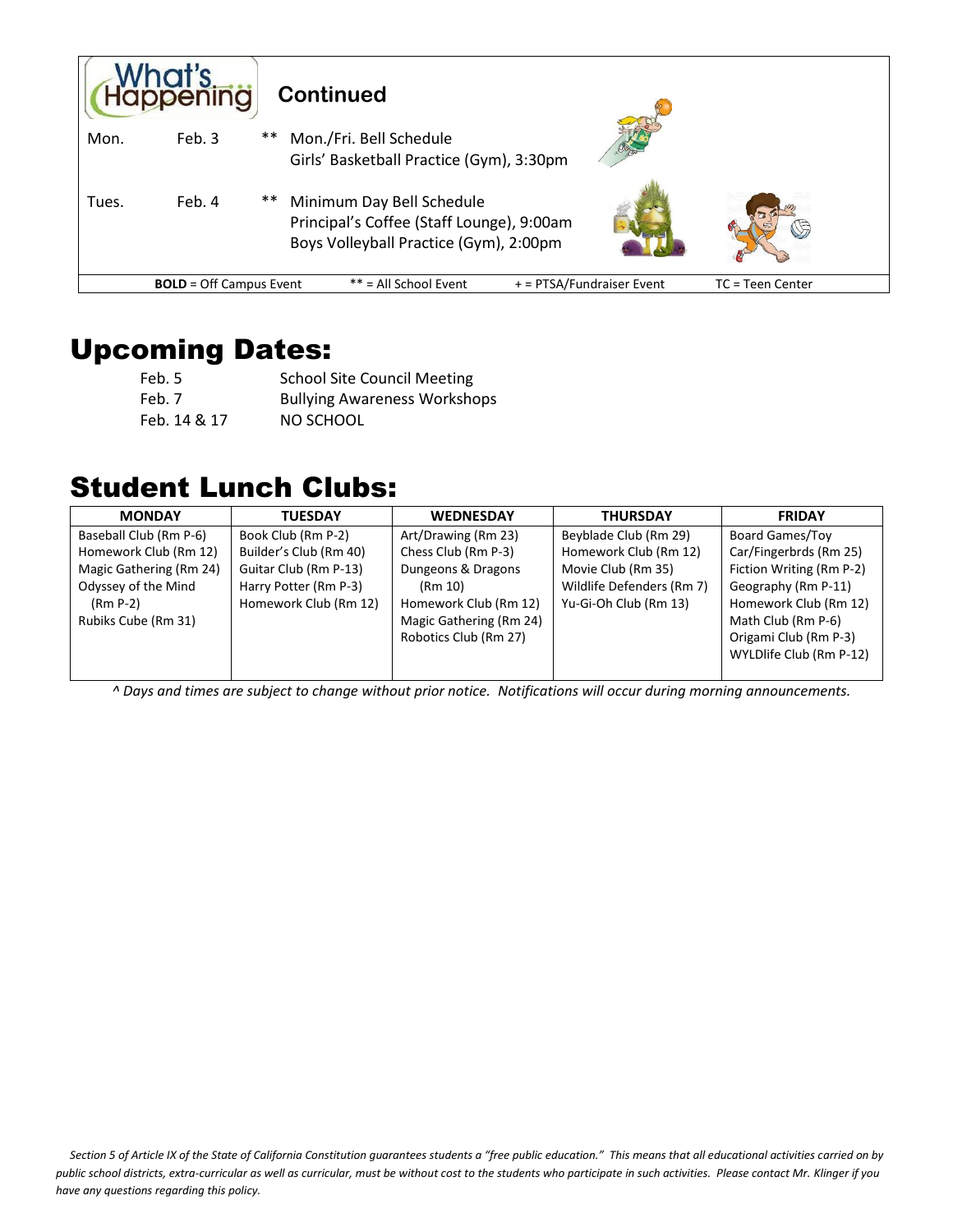## What's Happening Continued

| | | | |
|---|---|---|---|
| Mon. | Feb. 3 | ** | Mon./Fri. Bell Schedule<br>Girls' Basketball Practice (Gym), 3:30pm |
| Tues. | Feb. 4 | ** | Minimum Day Bell Schedule<br>Principal's Coffee (Staff Lounge), 9:00am<br>Boys Volleyball Practice (Gym), 2:00pm |

**BOLD** = Off Campus Event ** = All School Event + = PTSA/Fundraiser Event TC = Teen Center

# Upcoming Dates:

| | |
|---|---|
| Feb. 5 | School Site Council Meeting |
| Feb. 7 | Bullying Awareness Workshops |
| Feb. 14 & 17 | NO SCHOOL |

# Student Lunch Clubs:

| MONDAY | TUESDAY | WEDNESDAY | THURSDAY | FRIDAY |
|---|---|---|---|---|
| Baseball Club (Rm P-6)<br>Homework Club (Rm 12)<br>Magic Gathering (Rm 24)<br>Odyssey of the Mind (Rm P-2)<br>Rubiks Cube (Rm 31) | Book Club (Rm P-2)<br>Builder's Club (Rm 40)<br>Guitar Club (Rm P-13)<br>Harry Potter (Rm P-3)<br>Homework Club (Rm 12) | Art/Drawing (Rm 23)<br>Chess Club (Rm P-3)<br>Dungeons & Dragons (Rm 10)<br>Homework Club (Rm 12)<br>Magic Gathering (Rm 24)<br>Robotics Club (Rm 27) | Beyblade Club (Rm 29)<br>Homework Club (Rm 12)<br>Movie Club (Rm 35)<br>Wildlife Defenders (Rm 7)<br>Yu-Gi-Oh Club (Rm 13) | Board Games/Toy Car/Fingerbrds (Rm 25)<br>Fiction Writing (Rm P-2)<br>Geography (Rm P-11)<br>Homework Club (Rm 12)<br>Math Club (Rm P-6)<br>Origami Club (Rm P-3)<br>WYLDlife Club (Rm P-12) |

*^ Days and times are subject to change without prior notice. Notifications will occur during morning announcements.*

*Section 5 of Article IX of the State of California Constitution guarantees students a "free public education." This means that all educational activities carried on by public school districts, extra-curricular as well as curricular, must be without cost to the students who participate in such activities. Please contact Mr. Klinger if you have any questions regarding this policy.*